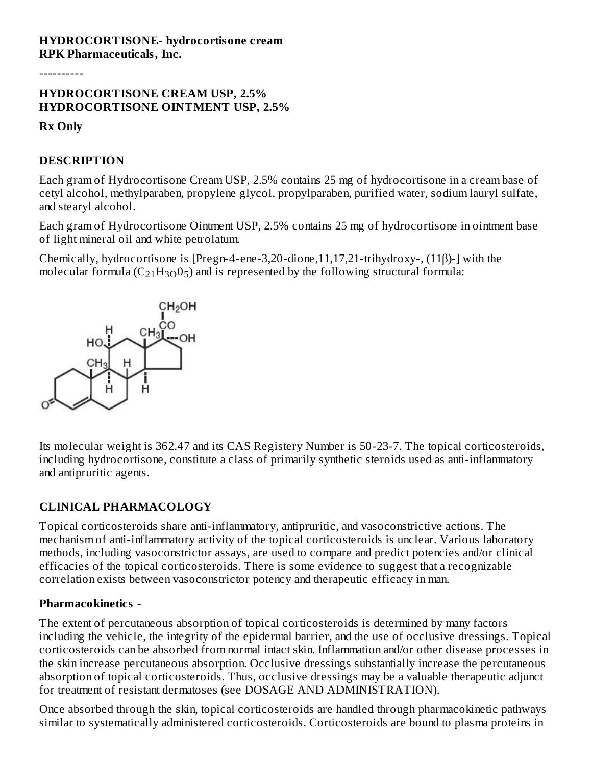**HYDROCORTISONE- hydrocortisone cream**
**RPK Pharmaceuticals, Inc.**

----------

**HYDROCORTISONE CREAM USP, 2.5%**
**HYDROCORTISONE OINTMENT USP, 2.5%**

**Rx Only**

## DESCRIPTION

Each gram of Hydrocortisone Cream USP, 2.5% contains 25 mg of hydrocortisone in a cream base of cetyl alcohol, methylparaben, propylene glycol, propylparaben, purified water, sodium lauryl sulfate, and stearyl alcohol.

Each gram of Hydrocortisone Ointment USP, 2.5% contains 25 mg of hydrocortisone in ointment base of light mineral oil and white petrolatum.

Chemically, hydrocortisone is [Pregn-4-ene-3,20-dione,11,17,21-trihydroxy-, (11β)-] with the molecular formula ($C_{21}H_{3O}0_5$) and is represented by the following structural formula:

Its molecular weight is 362.47 and its CAS Registery Number is 50-23-7. The topical corticosteroids, including hydrocortisone, constitute a class of primarily synthetic steroids used as anti-inflammatory and antipruritic agents.

## CLINICAL PHARMACOLOGY

Topical corticosteroids share anti-inflammatory, antipruritic, and vasoconstrictive actions. The mechanism of anti-inflammatory activity of the topical corticosteroids is unclear. Various laboratory methods, including vasoconstrictor assays, are used to compare and predict potencies and/or clinical efficacies of the topical corticosteroids. There is some evidence to suggest that a recognizable correlation exists between vasoconstrictor potency and therapeutic efficacy in man.

### Pharmacokinetics -

The extent of percutaneous absorption of topical corticosteroids is determined by many factors including the vehicle, the integrity of the epidermal barrier, and the use of occlusive dressings. Topical corticosteroids can be absorbed from normal intact skin. Inflammation and/or other disease processes in the skin increase percutaneous absorption. Occlusive dressings substantially increase the percutaneous absorption of topical corticosteroids. Thus, occlusive dressings may be a valuable therapeutic adjunct for treatment of resistant dermatoses (see DOSAGE AND ADMINISTRATION).

Once absorbed through the skin, topical corticosteroids are handled through pharmacokinetic pathways similar to systematically administered corticosteroids. Corticosteroids are bound to plasma proteins in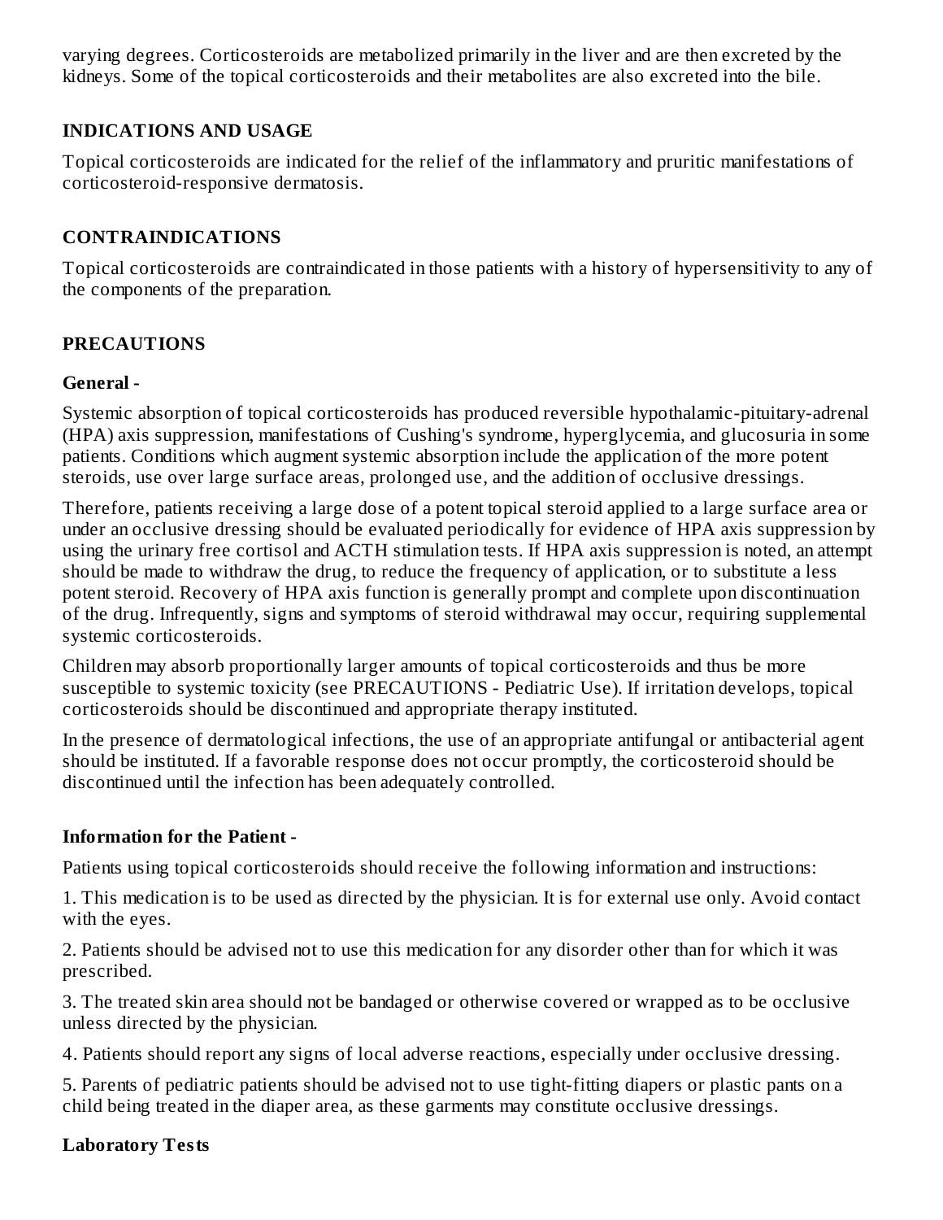varying degrees. Corticosteroids are metabolized primarily in the liver and are then excreted by the kidneys. Some of the topical corticosteroids and their metabolites are also excreted into the bile.

## INDICATIONS AND USAGE

Topical corticosteroids are indicated for the relief of the inflammatory and pruritic manifestations of corticosteroid-responsive dermatosis.

## CONTRAINDICATIONS

Topical corticosteroids are contraindicated in those patients with a history of hypersensitivity to any of the components of the preparation.

## PRECAUTIONS

### General -

Systemic absorption of topical corticosteroids has produced reversible hypothalamic-pituitary-adrenal (HPA) axis suppression, manifestations of Cushing's syndrome, hyperglycemia, and glucosuria in some patients. Conditions which augment systemic absorption include the application of the more potent steroids, use over large surface areas, prolonged use, and the addition of occlusive dressings.

Therefore, patients receiving a large dose of a potent topical steroid applied to a large surface area or under an occlusive dressing should be evaluated periodically for evidence of HPA axis suppression by using the urinary free cortisol and ACTH stimulation tests. If HPA axis suppression is noted, an attempt should be made to withdraw the drug, to reduce the frequency of application, or to substitute a less potent steroid. Recovery of HPA axis function is generally prompt and complete upon discontinuation of the drug. Infrequently, signs and symptoms of steroid withdrawal may occur, requiring supplemental systemic corticosteroids.

Children may absorb proportionally larger amounts of topical corticosteroids and thus be more susceptible to systemic toxicity (see PRECAUTIONS - Pediatric Use). If irritation develops, topical corticosteroids should be discontinued and appropriate therapy instituted.

In the presence of dermatological infections, the use of an appropriate antifungal or antibacterial agent should be instituted. If a favorable response does not occur promptly, the corticosteroid should be discontinued until the infection has been adequately controlled.

### Information for the Patient -

Patients using topical corticosteroids should receive the following information and instructions:

1. This medication is to be used as directed by the physician. It is for external use only. Avoid contact with the eyes.

2. Patients should be advised not to use this medication for any disorder other than for which it was prescribed.

3. The treated skin area should not be bandaged or otherwise covered or wrapped as to be occlusive unless directed by the physician.

4. Patients should report any signs of local adverse reactions, especially under occlusive dressing.

5. Parents of pediatric patients should be advised not to use tight-fitting diapers or plastic pants on a child being treated in the diaper area, as these garments may constitute occlusive dressings.

### Laboratory Tests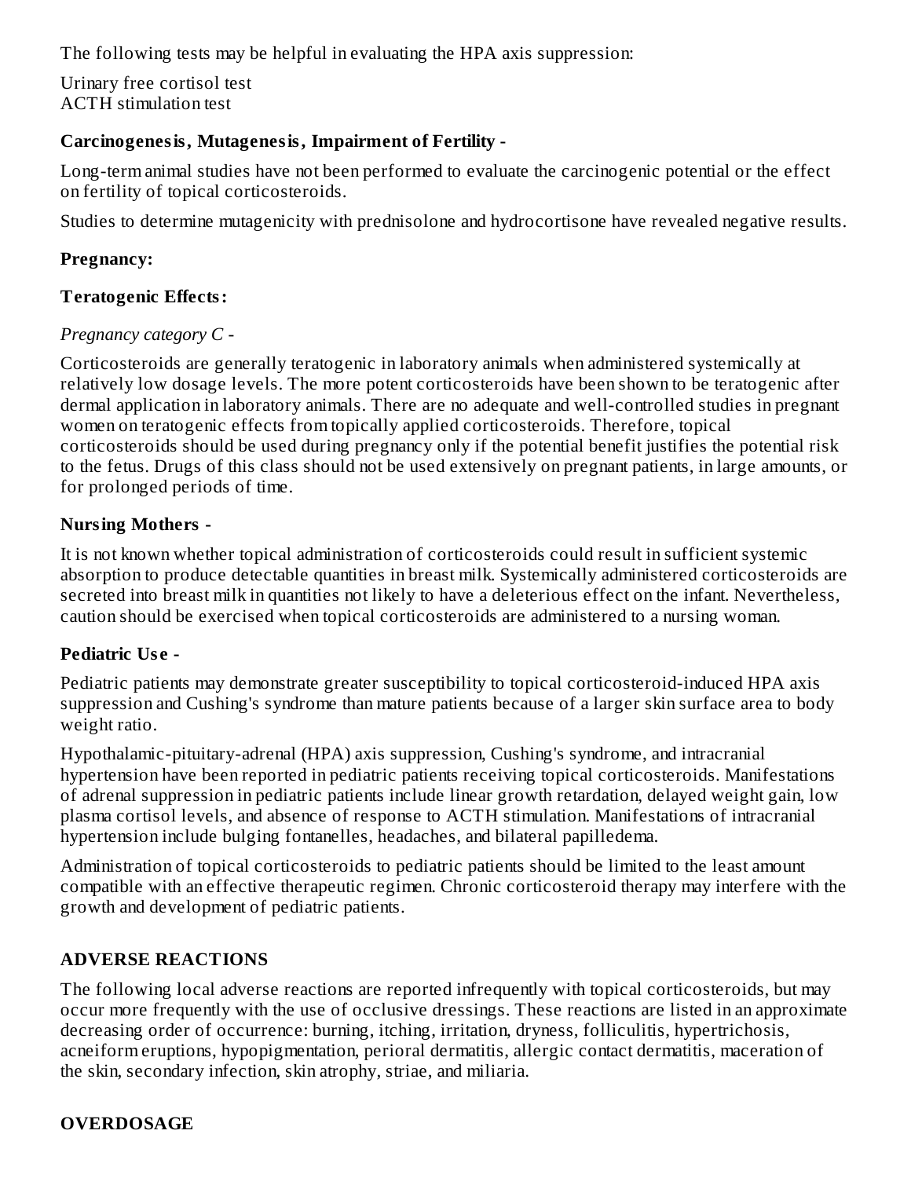The following tests may be helpful in evaluating the HPA axis suppression:

Urinary free cortisol test
ACTH stimulation test

**Carcinogenesis, Mutagenesis, Impairment of Fertility -**

Long-term animal studies have not been performed to evaluate the carcinogenic potential or the effect on fertility of topical corticosteroids.

Studies to determine mutagenicity with prednisolone and hydrocortisone have revealed negative results.

**Pregnancy:**

**Teratogenic Effects:**

*Pregnancy category C -*

Corticosteroids are generally teratogenic in laboratory animals when administered systemically at relatively low dosage levels. The more potent corticosteroids have been shown to be teratogenic after dermal application in laboratory animals. There are no adequate and well-controlled studies in pregnant women on teratogenic effects from topically applied corticosteroids. Therefore, topical corticosteroids should be used during pregnancy only if the potential benefit justifies the potential risk to the fetus. Drugs of this class should not be used extensively on pregnant patients, in large amounts, or for prolonged periods of time.

**Nursing Mothers -**

It is not known whether topical administration of corticosteroids could result in sufficient systemic absorption to produce detectable quantities in breast milk. Systemically administered corticosteroids are secreted into breast milk in quantities not likely to have a deleterious effect on the infant. Nevertheless, caution should be exercised when topical corticosteroids are administered to a nursing woman.

**Pediatric Use -**

Pediatric patients may demonstrate greater susceptibility to topical corticosteroid-induced HPA axis suppression and Cushing's syndrome than mature patients because of a larger skin surface area to body weight ratio.

Hypothalamic-pituitary-adrenal (HPA) axis suppression, Cushing's syndrome, and intracranial hypertension have been reported in pediatric patients receiving topical corticosteroids. Manifestations of adrenal suppression in pediatric patients include linear growth retardation, delayed weight gain, low plasma cortisol levels, and absence of response to ACTH stimulation. Manifestations of intracranial hypertension include bulging fontanelles, headaches, and bilateral papilledema.

Administration of topical corticosteroids to pediatric patients should be limited to the least amount compatible with an effective therapeutic regimen. Chronic corticosteroid therapy may interfere with the growth and development of pediatric patients.

## ADVERSE REACTIONS

The following local adverse reactions are reported infrequently with topical corticosteroids, but may occur more frequently with the use of occlusive dressings. These reactions are listed in an approximate decreasing order of occurrence: burning, itching, irritation, dryness, folliculitis, hypertrichosis, acneiform eruptions, hypopigmentation, perioral dermatitis, allergic contact dermatitis, maceration of the skin, secondary infection, skin atrophy, striae, and miliaria.

## OVERDOSAGE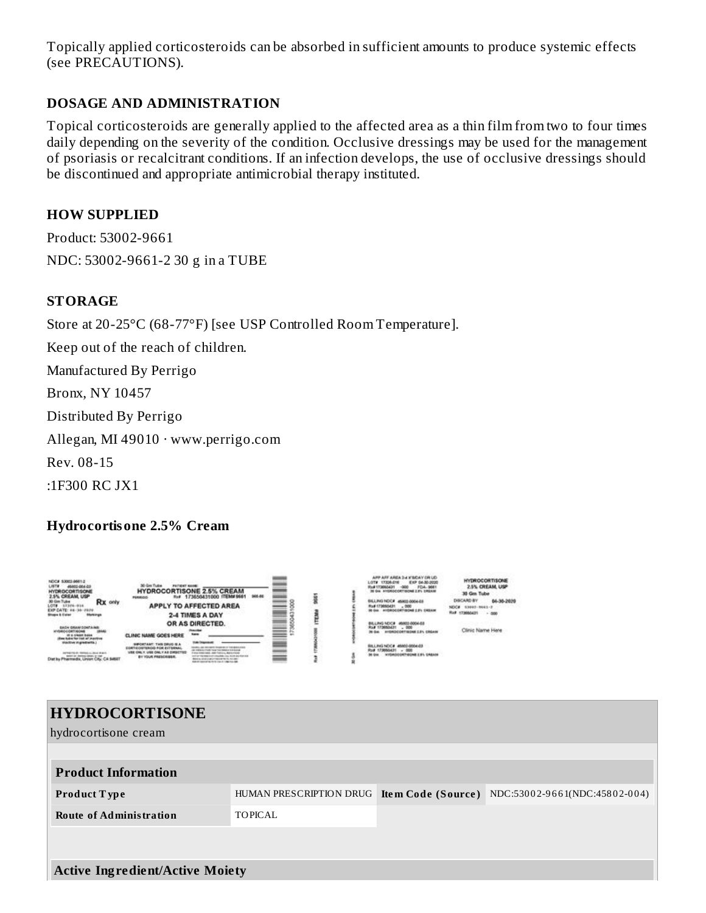Topically applied corticosteroids can be absorbed in sufficient amounts to produce systemic effects (see PRECAUTIONS).

## DOSAGE AND ADMINISTRATION

Topical corticosteroids are generally applied to the affected area as a thin film from two to four times daily depending on the severity of the condition. Occlusive dressings may be used for the management of psoriasis or recalcitrant conditions. If an infection develops, the use of occlusive dressings should be discontinued and appropriate antimicrobial therapy instituted.

## HOW SUPPLIED

Product: 53002-9661

NDC: 53002-9661-2 30 g in a TUBE

## STORAGE

Store at 20-25°C (68-77°F) [see USP Controlled Room Temperature].

Keep out of the reach of children.

Manufactured By Perrigo

Bronx, NY 10457

Distributed By Perrigo

Allegan, MI 49010 · www.perrigo.com

Rev. 08-15

:1F300 RC JX1

## Hydrocortisone 2.5% Cream

| HYDROCORTISONE<br>hydrocortisone cream | | | |
|---|---|---|---|
| **Product Information** | | | |
| **Product Type** | HUMAN PRESCRIPTION DRUG | **Item Code (Source)** | NDC:53002-9661(NDC:45802-004) |
| **Route of Administration** | TOPICAL | | |

**Active Ingredient/Active Moiety**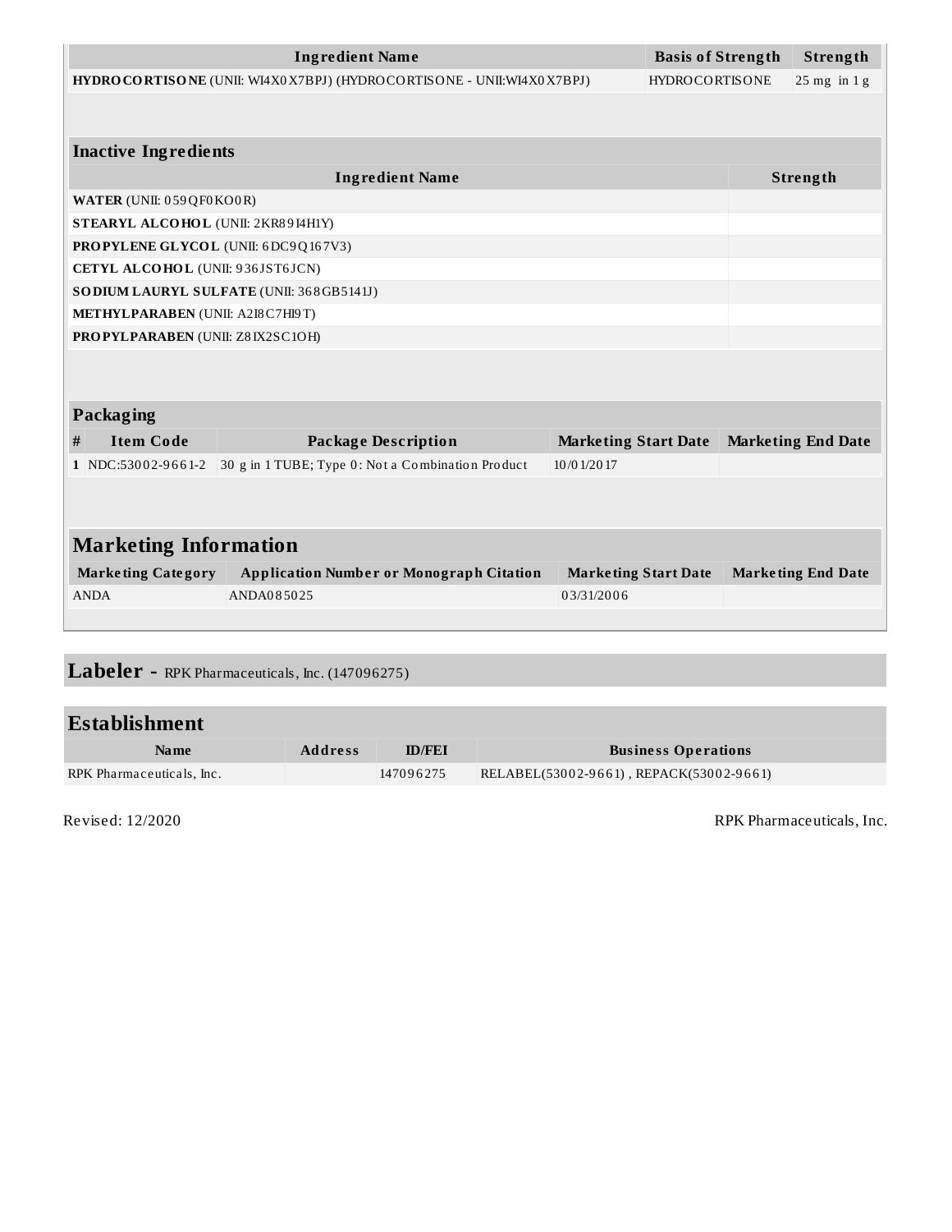| Ingredient Name | Basis of Strength | Strength |
| --- | --- | --- |
| **HYDROCORTISONE** (UNII: WI4X0X7BPJ) (HYDROCORTISONE - UNII:WI4X0X7BPJ) | HYDROCORTISONE | 25 mg in 1 g |

### Inactive Ingredients

| Ingredient Name | Strength |
| --- | --- |
| **WATER** (UNII: 059QF0KO0R) | |
| **STEARYL ALCOHOL** (UNII: 2KR89I4H1Y) | |
| **PROPYLENE GLYCOL** (UNII: 6DC9Q167V3) | |
| **CETYL ALCOHOL** (UNII: 936JST6JCN) | |
| **SODIUM LAURYL SULFATE** (UNII: 368GB5141J) | |
| **METHYLPARABEN** (UNII: A2I8C7HI9T) | |
| **PROPYLPARABEN** (UNII: Z8IX2SC1OH) | |

### Packaging

| # | Item Code | Package Description | Marketing Start Date | Marketing End Date |
| --- | --- | --- | --- | --- |
| 1 | NDC:53002-9661-2 | 30 g in 1 TUBE; Type 0: Not a Combination Product | 10/01/2017 | |

## Marketing Information

| Marketing Category | Application Number or Monograph Citation | Marketing Start Date | Marketing End Date |
| --- | --- | --- | --- |
| ANDA | ANDA085025 | 03/31/2006 | |

## Labeler - RPK Pharmaceuticals, Inc. (147096275)

## Establishment

| Name | Address | ID/FEI | Business Operations |
| --- | --- | --- | --- |
| RPK Pharmaceuticals, Inc. | | 147096275 | RELABEL(53002-9661) , REPACK(53002-9661) |

Revised: 12/2020

RPK Pharmaceuticals, Inc.